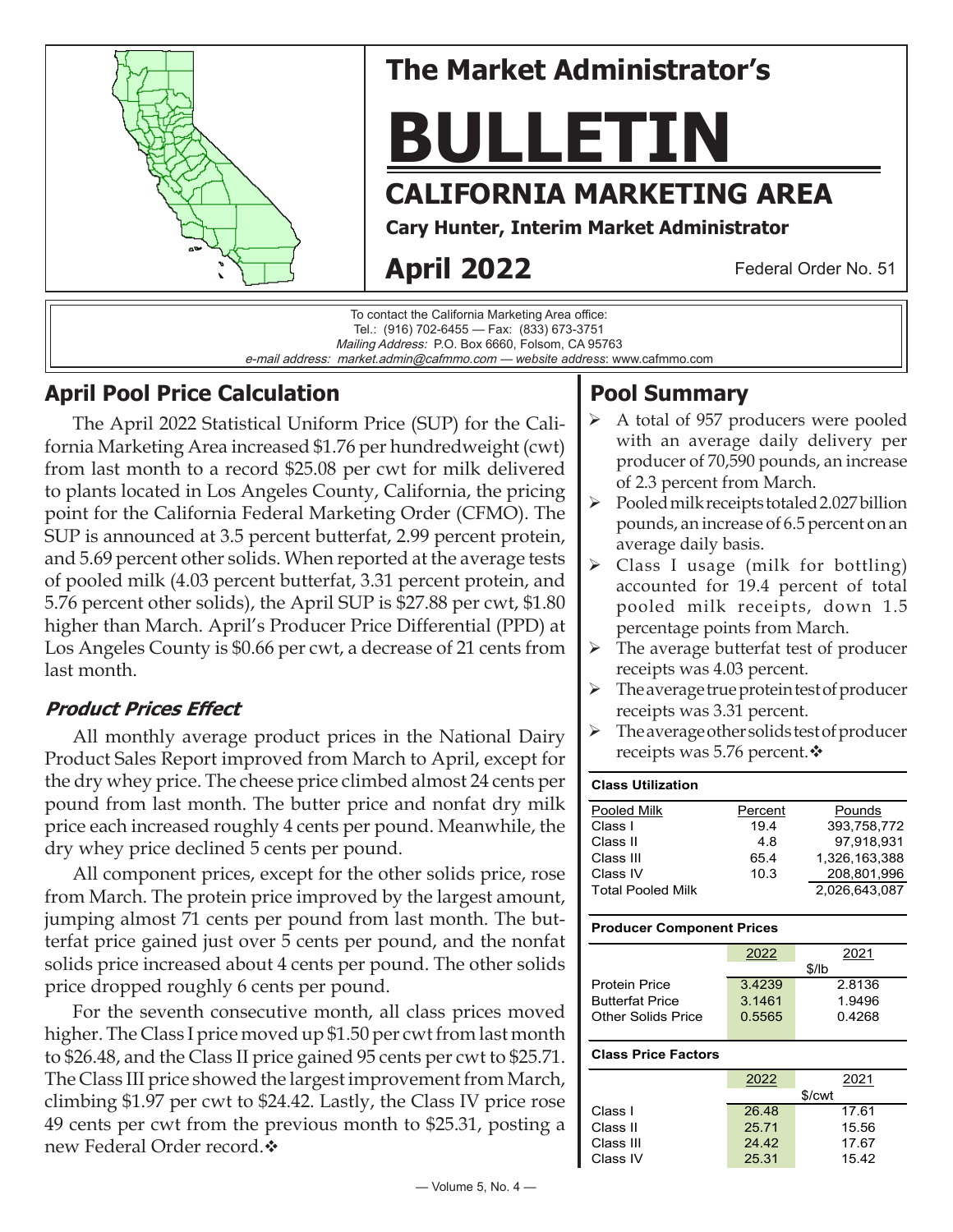# The Market Administrator's

# BULLETIN

## CALIFORNIA MARKETING AREA

**Cary Hunter, Interim Market Administrator**

**April 2022** — Federal Order No. 51

To contact the California Marketing Area office:
Tel.: (916) 702-6455 — Fax: (833) 673-3751
*Mailing Address:* P.O. Box 6660, Folsom, CA 95763
*e-mail address: market.admin@cafmmo.com* — *website address*: www.cafmmo.com

## April Pool Price Calculation

The April 2022 Statistical Uniform Price (SUP) for the California Marketing Area increased $1.76 per hundredweight (cwt) from last month to a record $25.08 per cwt for milk delivered to plants located in Los Angeles County, California, the pricing point for the California Federal Marketing Order (CFMO). The SUP is announced at 3.5 percent butterfat, 2.99 percent protein, and 5.69 percent other solids. When reported at the average tests of pooled milk (4.03 percent butterfat, 3.31 percent protein, and 5.76 percent other solids), the April SUP is $27.88 per cwt, $1.80 higher than March. April's Producer Price Differential (PPD) at Los Angeles County is $0.66 per cwt, a decrease of 21 cents from last month.

### *Product Prices Effect*

All monthly average product prices in the National Dairy Product Sales Report improved from March to April, except for the dry whey price. The cheese price climbed almost 24 cents per pound from last month. The butter price and nonfat dry milk price each increased roughly 4 cents per pound. Meanwhile, the dry whey price declined 5 cents per pound.

All component prices, except for the other solids price, rose from March. The protein price improved by the largest amount, jumping almost 71 cents per pound from last month. The butterfat price gained just over 5 cents per pound, and the nonfat solids price increased about 4 cents per pound. The other solids price dropped roughly 6 cents per pound.

For the seventh consecutive month, all class prices moved higher. The Class I price moved up $1.50 per cwt from last month to $26.48, and the Class II price gained 95 cents per cwt to $25.71. The Class III price showed the largest improvement from March, climbing $1.97 per cwt to $24.42. Lastly, the Class IV price rose 49 cents per cwt from the previous month to $25.31, posting a new Federal Order record.❖

## Pool Summary

- A total of 957 producers were pooled with an average daily delivery per producer of 70,590 pounds, an increase of 2.3 percent from March.
- Pooled milk receipts totaled 2.027 billion pounds, an increase of 6.5 percent on an average daily basis.
- Class I usage (milk for bottling) accounted for 19.4 percent of total pooled milk receipts, down 1.5 percentage points from March.
- The average butterfat test of producer receipts was 4.03 percent.
- The average true protein test of producer receipts was 3.31 percent.
- The average other solids test of producer receipts was 5.76 percent.❖

**Class Utilization**

| Pooled Milk | Percent | Pounds |
|---|---|---|
| Class I | 19.4 | 393,758,772 |
| Class II | 4.8 | 97,918,931 |
| Class III | 65.4 | 1,326,163,388 |
| Class IV | 10.3 | 208,801,996 |
| Total Pooled Milk | | 2,026,643,087 |

**Producer Component Prices**

| | 2022 | 2021 |
|---|---|---|
| | $/lb | |
| Protein Price | 3.4239 | 2.8136 |
| Butterfat Price | 3.1461 | 1.9496 |
| Other Solids Price | 0.5565 | 0.4268 |

**Class Price Factors**

| | 2022 | 2021 |
|---|---|---|
| | $/cwt | |
| Class I | 26.48 | 17.61 |
| Class II | 25.71 | 15.56 |
| Class III | 24.42 | 17.67 |
| Class IV | 25.31 | 15.42 |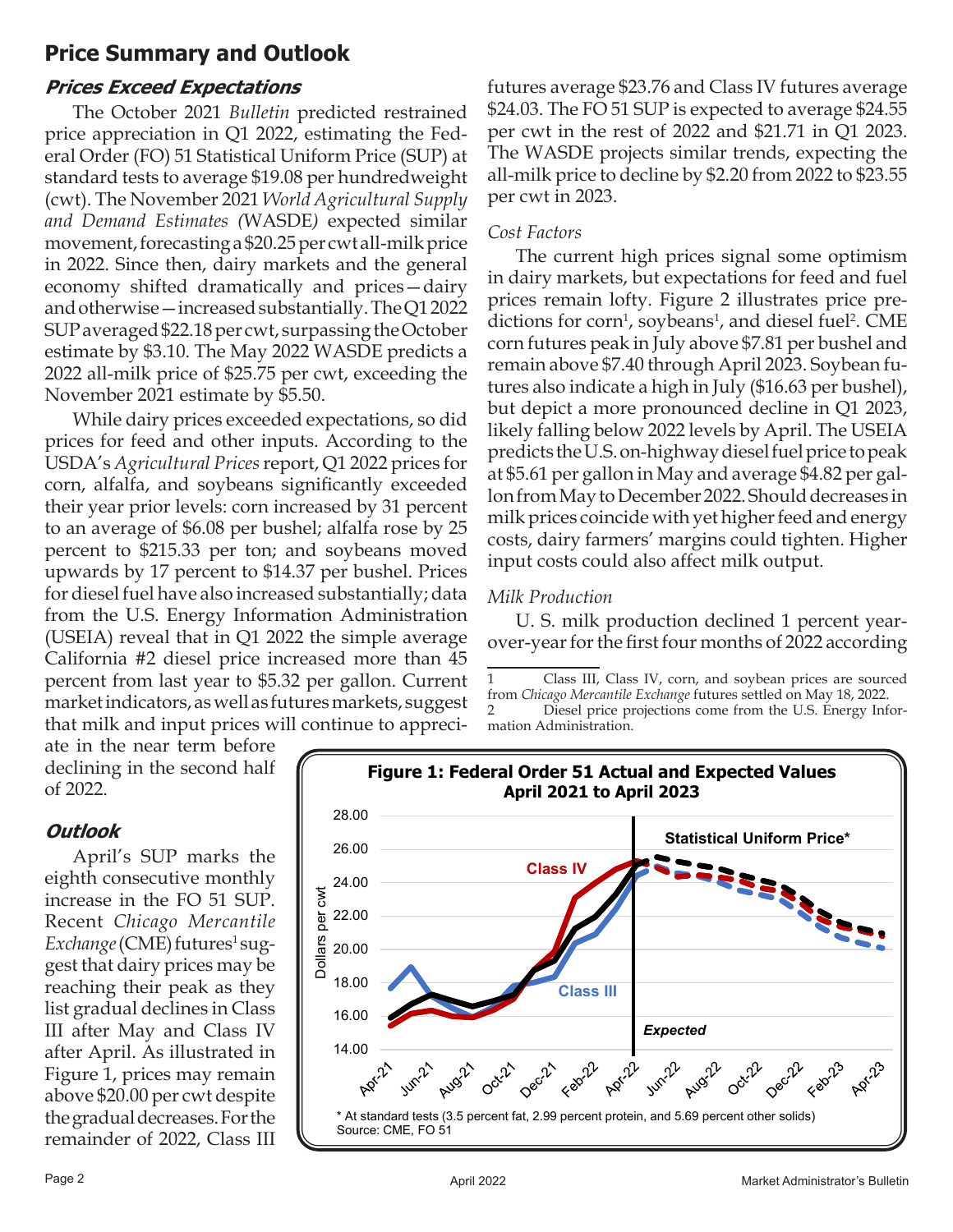## Price Summary and Outlook

### *Prices Exceed Expectations*

The October 2021 *Bulletin* predicted restrained price appreciation in Q1 2022, estimating the Federal Order (FO) 51 Statistical Uniform Price (SUP) at standard tests to average $19.08 per hundredweight (cwt). The November 2021 *World Agricultural Supply and Demand Estimates (*WASDE*)* expected similar movement, forecasting a $20.25 per cwt all-milk price in 2022. Since then, dairy markets and the general economy shifted dramatically and prices—dairy and otherwise—increased substantially. The Q1 2022 SUP averaged $22.18 per cwt, surpassing the October estimate by $3.10. The May 2022 WASDE predicts a 2022 all-milk price of $25.75 per cwt, exceeding the November 2021 estimate by $5.50.

While dairy prices exceeded expectations, so did prices for feed and other inputs. According to the USDA's *Agricultural Prices* report, Q1 2022 prices for corn, alfalfa, and soybeans significantly exceeded their year prior levels: corn increased by 31 percent to an average of $6.08 per bushel; alfalfa rose by 25 percent to $215.33 per ton; and soybeans moved upwards by 17 percent to $14.37 per bushel. Prices for diesel fuel have also increased substantially; data from the U.S. Energy Information Administration (USEIA) reveal that in Q1 2022 the simple average California #2 diesel price increased more than 45 percent from last year to $5.32 per gallon. Current market indicators, as well as futures markets, suggest that milk and input prices will continue to appreciate in the near term before declining in the second half of 2022.

### *Outlook*

April's SUP marks the eighth consecutive monthly increase in the FO 51 SUP. Recent *Chicago Mercantile Exchange* (CME) futures[1] suggest that dairy prices may be reaching their peak as they list gradual declines in Class III after May and Class IV after April. As illustrated in Figure 1, prices may remain above $20.00 per cwt despite the gradual decreases. For the remainder of 2022, Class III futures average $23.76 and Class IV futures average $24.03. The FO 51 SUP is expected to average $24.55 per cwt in the rest of 2022 and $21.71 in Q1 2023. The WASDE projects similar trends, expecting the all-milk price to decline by $2.20 from 2022 to $23.55 per cwt in 2023.

*Cost Factors*

The current high prices signal some optimism in dairy markets, but expectations for feed and fuel prices remain lofty. Figure 2 illustrates price predictions for corn[1], soybeans[1], and diesel fuel[2]. CME corn futures peak in July above $7.81 per bushel and remain above $7.40 through April 2023. Soybean futures also indicate a high in July ($16.63 per bushel), but depict a more pronounced decline in Q1 2023, likely falling below 2022 levels by April. The USEIA predicts the U.S. on-highway diesel fuel price to peak at $5.61 per gallon in May and average $4.82 per gallon from May to December 2022. Should decreases in milk prices coincide with yet higher feed and energy costs, dairy farmers' margins could tighten. Higher input costs could also affect milk output.

*Milk Production*

U. S. milk production declined 1 percent year-over-year for the first four months of 2022 according

1 Class III, Class IV, corn, and soybean prices are sourced from *Chicago Mercantile Exchange* futures settled on May 18, 2022.
2 Diesel price projections come from the U.S. Energy Information Administration.

**Figure 1: Federal Order 51 Actual and Expected Values April 2021 to April 2023**

\* At standard tests (3.5 percent fat, 2.99 percent protein, and 5.69 percent other solids)
Source: CME, FO 51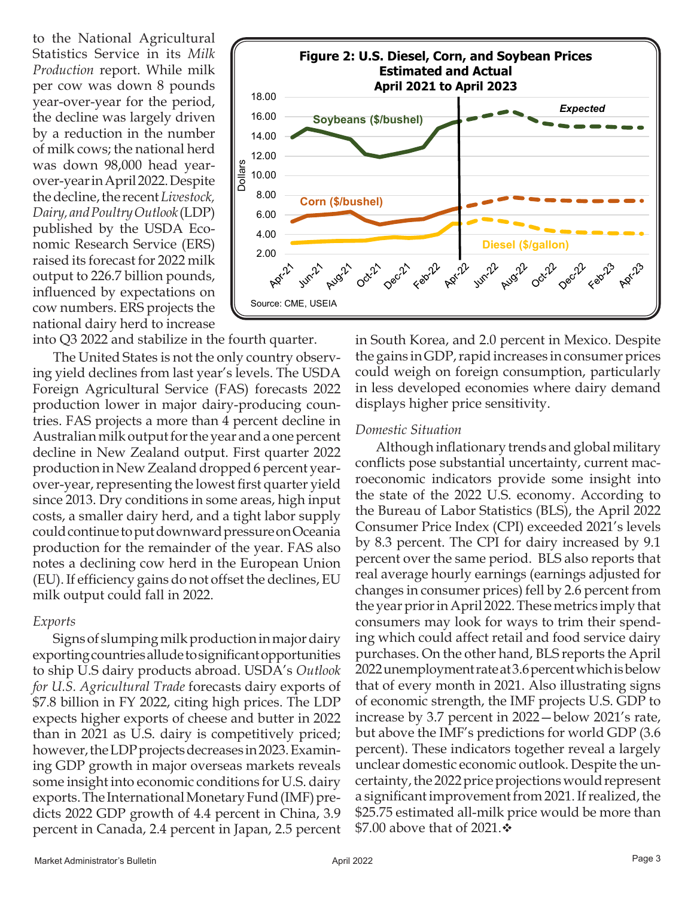to the National Agricultural Statistics Service in its *Milk Production* report. While milk per cow was down 8 pounds year-over-year for the period, the decline was largely driven by a reduction in the number of milk cows; the national herd was down 98,000 head year-over-year in April 2022. Despite the decline, the recent *Livestock, Dairy, and Poultry Outlook* (LDP) published by the USDA Economic Research Service (ERS) raised its forecast for 2022 milk output to 226.7 billion pounds, influenced by expectations on cow numbers. ERS projects the national dairy herd to increase into Q3 2022 and stabilize in the fourth quarter.

**Figure 2: U.S. Diesel, Corn, and Soybean Prices Estimated and Actual April 2021 to April 2023**

Source: CME, USEIA

The United States is not the only country observing yield declines from last year's levels. The USDA Foreign Agricultural Service (FAS) forecasts 2022 production lower in major dairy-producing countries. FAS projects a more than 4 percent decline in Australian milk output for the year and a one percent decline in New Zealand output. First quarter 2022 production in New Zealand dropped 6 percent year-over-year, representing the lowest first quarter yield since 2013. Dry conditions in some areas, high input costs, a smaller dairy herd, and a tight labor supply could continue to put downward pressure on Oceania production for the remainder of the year. FAS also notes a declining cow herd in the European Union (EU). If efficiency gains do not offset the declines, EU milk output could fall in 2022.

*Exports*

Signs of slumping milk production in major dairy exporting countries allude to significant opportunities to ship U.S dairy products abroad. USDA's *Outlook for U.S. Agricultural Trade* forecasts dairy exports of $7.8 billion in FY 2022, citing high prices. The LDP expects higher exports of cheese and butter in 2022 than in 2021 as U.S. dairy is competitively priced; however, the LDP projects decreases in 2023. Examining GDP growth in major overseas markets reveals some insight into economic conditions for U.S. dairy exports. The International Monetary Fund (IMF) predicts 2022 GDP growth of 4.4 percent in China, 3.9 percent in Canada, 2.4 percent in Japan, 2.5 percent in South Korea, and 2.0 percent in Mexico. Despite the gains in GDP, rapid increases in consumer prices could weigh on foreign consumption, particularly in less developed economies where dairy demand displays higher price sensitivity.

*Domestic Situation*

Although inflationary trends and global military conflicts pose substantial uncertainty, current macroeconomic indicators provide some insight into the state of the 2022 U.S. economy. According to the Bureau of Labor Statistics (BLS), the April 2022 Consumer Price Index (CPI) exceeded 2021's levels by 8.3 percent. The CPI for dairy increased by 9.1 percent over the same period. BLS also reports that real average hourly earnings (earnings adjusted for changes in consumer prices) fell by 2.6 percent from the year prior in April 2022. These metrics imply that consumers may look for ways to trim their spending which could affect retail and food service dairy purchases. On the other hand, BLS reports the April 2022 unemployment rate at 3.6 percent which is below that of every month in 2021. Also illustrating signs of economic strength, the IMF projects U.S. GDP to increase by 3.7 percent in 2022—below 2021's rate, but above the IMF's predictions for world GDP (3.6 percent). These indicators together reveal a largely unclear domestic economic outlook. Despite the uncertainty, the 2022 price projections would represent a significant improvement from 2021. If realized, the $25.75 estimated all-milk price would be more than $7.00 above that of 2021.❖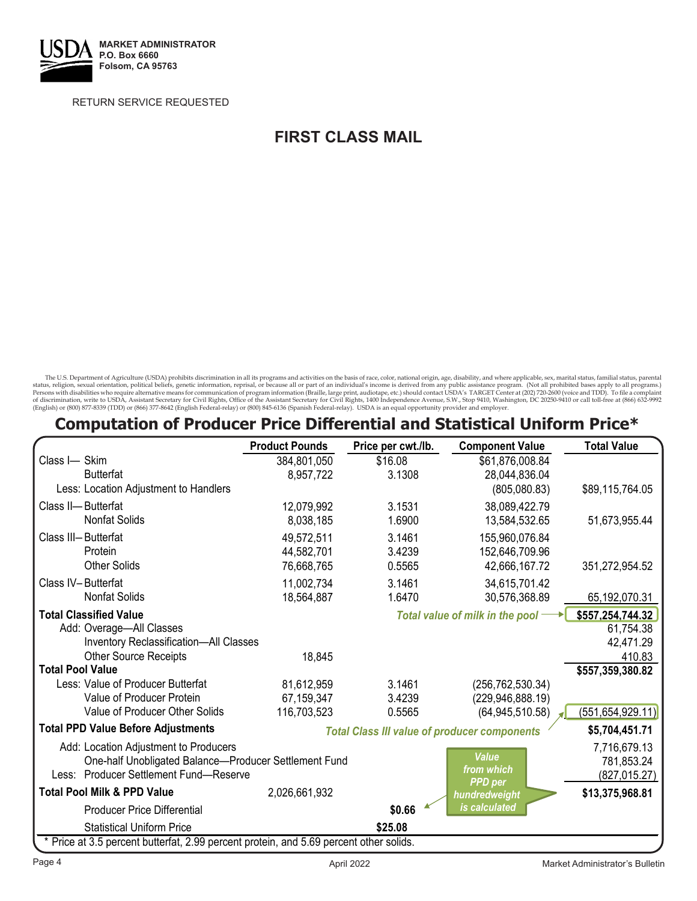**MARKET ADMINISTRATOR**
**P.O. Box 6660**
**Folsom, CA 95763**

RETURN SERVICE REQUESTED

## FIRST CLASS MAIL

The U.S. Department of Agriculture (USDA) prohibits discrimination in all its programs and activities on the basis of race, color, national origin, age, disability, and where applicable, sex, marital status, familial status, parental status, religion, sexual orientation, political beliefs, genetic information, reprisal, or because all or part of an individual's income is derived from any public assistance program. (Not all prohibited bases apply to all programs.) Persons with disabilities who require alternative means for communication of program information (Braille, large print, audiotape, etc.) should contact USDA's TARGET Center at (202) 720-2600 (voice and TDD). To file a complaint of discrimination, write to USDA, Assistant Secretary for Civil Rights, Office of the Assistant Secretary for Civil Rights, 1400 Independence Avenue, S.W., Stop 9410, Washington, DC 20250-9410 or call toll-free at (866) 632-9992 (English) or (800) 877-8339 (TDD) or (866) 377-8642 (English Federal-relay) or (800) 845-6136 (Spanish Federal-relay). USDA is an equal opportunity provider and employer.

# Computation of Producer Price Differential and Statistical Uniform Price*

| | Product Pounds | Price per cwt./lb. | Component Value | Total Value |
|---|---|---|---|---|
| Class I— Skim | 384,801,050 | $16.08 | $61,876,008.84 | |
| Butterfat | 8,957,722 | 3.1308 | 28,044,836.04 | |
| Less: Location Adjustment to Handlers | | | (805,080.83) | $89,115,764.05 |
| Class II— Butterfat | 12,079,992 | 3.1531 | 38,089,422.79 | |
| Nonfat Solids | 8,038,185 | 1.6900 | 13,584,532.65 | 51,673,955.44 |
| Class III— Butterfat | 49,572,511 | 3.1461 | 155,960,076.84 | |
| Protein | 44,582,701 | 3.4239 | 152,646,709.96 | |
| Other Solids | 76,668,765 | 0.5565 | 42,666,167.72 | 351,272,954.52 |
| Class IV— Butterfat | 11,002,734 | 3.1461 | 34,615,701.42 | |
| Nonfat Solids | 18,564,887 | 1.6470 | 30,576,368.89 | 65,192,070.31 |
| **Total Classified Value** | | | *Total value of milk in the pool* → | **$557,254,744.32** |
| Add: Overage—All Classes | | | | 61,754.38 |
| Inventory Reclassification—All Classes | | | | 42,471.29 |
| Other Source Receipts | 18,845 | | | 410.83 |
| **Total Pool Value** | | | | **$557,359,380.82** |
| Less: Value of Producer Butterfat | 81,612,959 | 3.1461 | (256,762,530.34) | |
| Value of Producer Protein | 67,159,347 | 3.4239 | (229,946,888.19) | |
| Value of Producer Other Solids | 116,703,523 | 0.5565 | (64,945,510.58) | (551,654,929.11) |
| **Total PPD Value Before Adjustments** | | *Total Class III value of producer components* | | **$5,704,451.71** |
| Add: Location Adjustment to Producers | | | | 7,716,679.13 |
| One-half Unobligated Balance—Producer Settlement Fund | | | | 781,853.24 |
| Less: Producer Settlement Fund—Reserve | | | | (827,015.27) |
| **Total Pool Milk & PPD Value** | 2,026,661,932 | | *Value from which PPD per hundredweight is calculated* | **$13,375,968.81** |
| Producer Price Differential | | **$0.66** | | |
| Statistical Uniform Price | | **$25.08** | | |

\* Price at 3.5 percent butterfat, 2.99 percent protein, and 5.69 percent other solids.